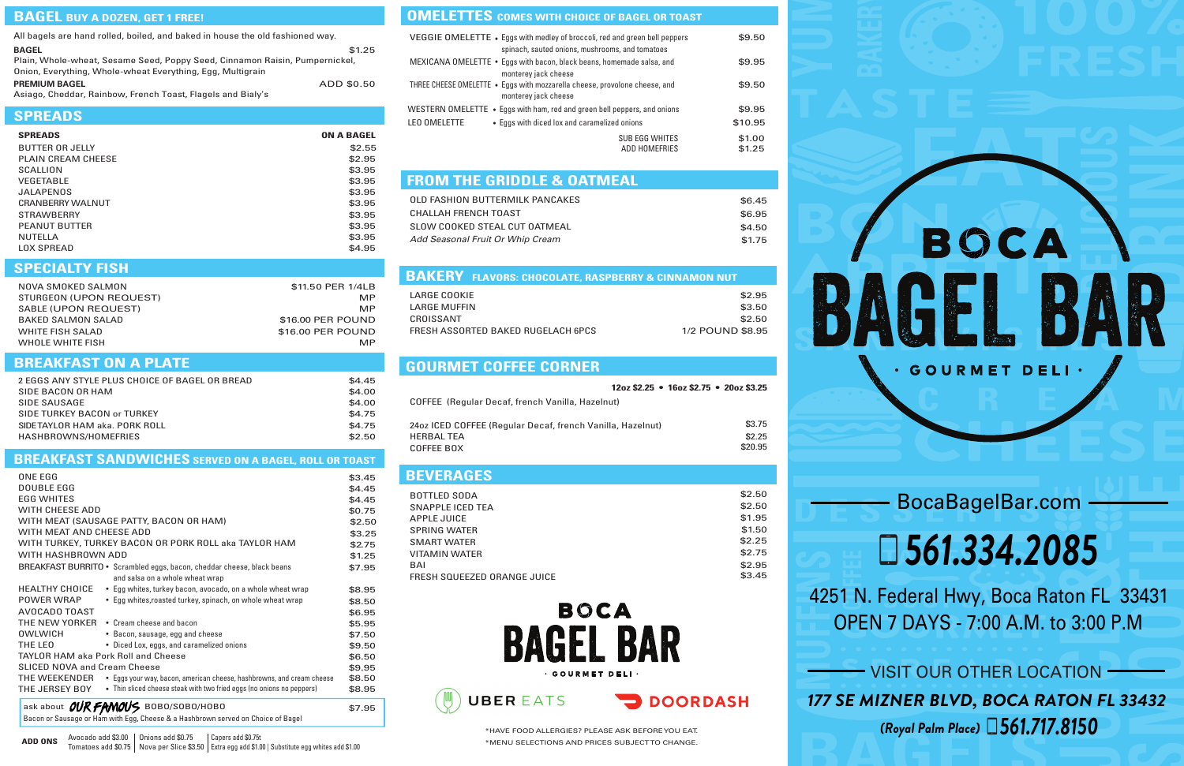## BAGEL BUY A DOZEN, GET 1 FREE!

All bagels are hand rolled, boiled, and baked in house the old fashioned way.

**BAGEL** $1.25
Plain, Whole-wheat, Sesame Seed, Poppy Seed, Cinnamon Raisin, Pumpernickel, Onion, Everything, Whole-wheat Everything, Egg, Multigrain

**PREMIUM BAGEL** ADD $0.50
Asiago, Cheddar, Rainbow, French Toast, Flagels and Bialy's

## SPREADS

| SPREADS | ON A BAGEL |
|---|---|
| BUTTER OR JELLY | $2.55 |
| PLAIN CREAM CHEESE | $2.95 |
| SCALLION | $3.95 |
| VEGETABLE | $3.95 |
| JALAPENOS | $3.95 |
| CRANBERRY WALNUT | $3.95 |
| STRAWBERRY | $3.95 |
| PEANUT BUTTER | $3.95 |
| NUTELLA | $3.95 |
| LOX SPREAD | $4.95 |

## SPECIALTY FISH

| | |
|---|---|
| NOVA SMOKED SALMON | $11.50 PER 1/4LB |
| STURGEON (UPON REQUEST) | MP |
| SABLE (UPON REQUEST) | MP |
| BAKED SALMON SALAD | $16.00 PER POUND |
| WHITE FISH SALAD | $16.00 PER POUND |
| WHOLE WHITE FISH | MP |

## BREAKFAST ON A PLATE

| | |
|---|---|
| 2 EGGS ANY STYLE PLUS CHOICE OF BAGEL OR BREAD | $4.45 |
| SIDE BACON OR HAM | $4.00 |
| SIDE SAUSAGE | $4.00 |
| SIDE TURKEY BACON or TURKEY | $4.75 |
| SIDETAYLOR HAM aka. PORK ROLL | $4.75 |
| HASHBROWNS/HOMEFRIES | $2.50 |

## BREAKFAST SANDWICHES SERVED ON A BAGEL, ROLL OR TOAST

| | | |
|---|---|---|
| ONE EGG | | $3.45 |
| DOUBLE EGG | | $4.45 |
| EGG WHITES | | $4.45 |
| WITH CHEESE ADD | | $0.75 |
| WITH MEAT (SAUSAGE PATTY, BACON OR HAM) | | $2.50 |
| WITH MEAT AND CHEESE ADD | | $3.25 |
| WITH TURKEY, TURKEY BACON OR PORK ROLL aka TAYLOR HAM | | $2.75 |
| WITH HASHBROWN ADD | | $1.25 |
| BREAKFAST BURRITO | Scrambled eggs, bacon, cheddar cheese, black beans and salsa on a whole wheat wrap | $7.95 |
| HEALTHY CHOICE | Egg whites, turkey bacon, avocado, on a whole wheat wrap | $8.95 |
| POWER WRAP | Egg whites,roasted turkey, spinach, on whole wheat wrap | $8.50 |
| AVOCADO TOAST | | $6.95 |
| THE NEW YORKER | Cream cheese and bacon | $5.95 |
| OWLWICH | Bacon, sausage, egg and cheese | $7.50 |
| THE LEO | Diced Lox, eggs, and caramelized onions | $9.50 |
| TAYLOR HAM aka Pork Roll and Cheese | | $6.50 |
| SLICED NOVA and Cream Cheese | | $9.95 |
| THE WEEKENDER | Eggs your way, bacon, american cheese, hashbrowns, and cream cheese | $8.50 |
| THE JERSEY BOY | Thin sliced cheese steak with two fried eggs (no onions no peppers) | $8.95 |

ask about **OUR FAMOUS** BOBO/SOBO/HOBO $7.95
Bacon or Sausage or Ham with Egg, Cheese & a Hashbrown served on Choice of Bagel

**ADD ONS** Avocado add $3.00 | Onions add $0.75 | Capers add $0.75¢ | Tomatoes add $0.75 | Nova per Slice $3.50 | Extra egg add $1.00 | Substitute egg whites add $1.00

## OMELETTES COMES WITH CHOICE OF BAGEL OR TOAST

| | | |
|---|---|---|
| VEGGIE OMELETTE | Eggs with medley of broccoli, red and green bell peppers spinach, sauted onions, mushrooms, and tomatoes | $9.50 |
| MEXICANA OMELETTE | Eggs with bacon, black beans, homemade salsa, and monterey jack cheese | $9.95 |
| THREE CHEESE OMELETTE | Eggs with mozzarella cheese, provolone cheese, and monterey jack cheese | $9.50 |
| WESTERN OMELETTE | Eggs with ham, red and green bell peppers, and onions | $9.95 |
| LEO OMELETTE | Eggs with diced lox and caramelized onions | $10.95 |
| | SUB EGG WHITES | $1.00 |
| | ADD HOMEFRIES | $1.25 |

## FROM THE GRIDDLE & OATMEAL

| | |
|---|---|
| OLD FASHION BUTTERMILK PANCAKES | $6.45 |
| CHALLAH FRENCH TOAST | $6.95 |
| SLOW COOKED STEAL CUT OATMEAL | $4.50 |
| *Add Seasonal Fruit Or Whip Cream* | $1.75 |

## BAKERY FLAVORS: CHOCOLATE, RASPBERRY & CINNAMON NUT

| | |
|---|---|
| LARGE COOKIE | $2.95 |
| LARGE MUFFIN | $3.50 |
| CROISSANT | $2.50 |
| FRESH ASSORTED BAKED RUGELACH 6PCS | 1/2 POUND $8.95 |

## GOURMET COFFEE CORNER

**12oz $2.25 • 16oz $2.75 • 20oz $3.25**

COFFEE (Regular Decaf, french Vanilla, Hazelnut)

| | |
|---|---|
| 24oz ICED COFFEE (Regular Decaf, french Vanilla, Hazelnut) | $3.75 |
| HERBAL TEA | $2.25 |
| COFFEE BOX | $20.95 |

## BEVERAGES

| | |
|---|---|
| BOTTLED SODA | $2.50 |
| SNAPPLE ICED TEA | $2.50 |
| APPLE JUICE | $1.95 |
| SPRING WATER | $1.50 |
| SMART WATER | $2.25 |
| VITAMIN WATER | $2.75 |
| BAI | $2.95 |
| FRESH SQUEEZED ORANGE JUICE | $3.45 |

BOCA BAGEL BAR · GOURMET DELI ·

UBER EATS DOORDASH

*HAVE FOOD ALLERGIES? PLEASE ASK BEFORE YOU EAT.
*MENU SELECTIONS AND PRICES SUBJECT TO CHANGE.

# BOCA BAGEL BAR
· GOURMET DELI ·

BocaBagelBar.com

561.334.2085

4251 N. Federal Hwy, Boca Raton FL 33431
OPEN 7 DAYS - 7:00 A.M. to 3:00 P.M

VISIT OUR OTHER LOCATION

**177 SE MIZNER BLVD, BOCA RATON FL 33432**
**(Royal Palm Place) 561.717.8150**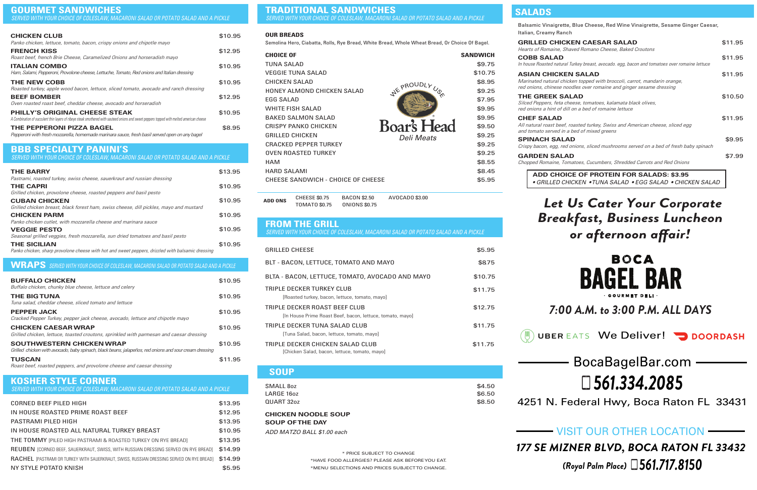## GOURMET SANDWICHES

*SERVED WITH YOUR CHOICE OF COLESLAW, MACARONI SALAD OR POTATO SALAD AND A PICKLE*

**CHICKEN CLUB** $10.95
*Panko chicken, lettuce, tomato, bacon, crispy onions and chipotle mayo*

**FRENCH KISS** $12.95
*Roast beef, french Brie Cheese, Caramelized Onions and horseradish mayo*

**ITALIAN COMBO** $10.95
*Ham, Salami, Pepperoni, Provolone cheese, Lettuche, Tomato, Red onions and Italian dressing*

**THE NEW COBB** $10.95
*Roasted turkey, apple wood bacon, lettuce, sliced tomato, avocado and ranch dressing*

**BEEF BOMBER** $12.95
*Oven roasted roast beef, cheddar cheese, avocado and horseradish*

**PHILLY'S ORIGINAL CHEESE STEAK** $10.95
*A Combination of succulent thin layers of ribeye steak smothered with sauteed onions and sweet peppers topped with melted american cheese*

**THE PEPPERONI PIZZA BAGEL** $8.95
*Pepperoni with fresh mozzarella, homemade marinara sauce, fresh basil served open on any bagel*

## BBB SPECIALTY PANINI'S

*SERVED WITH YOUR CHOICE OF COLESLAW, MACARONI SALAD OR POTATO SALAD AND A PICKLE*

**THE BARRY** $13.95
*Pastrami, roasted turkey, swiss cheese, sauerkraut and russian dressing*

**THE CAPRI** $10.95
*Grilled chicken, provolone cheese, roasted peppers and basil pesto*

**CUBAN CHICKEN** $10.95
*Grilled chicken breast, black forest ham, swiss cheese, dill pickles, mayo and mustard*

**CHICKEN PARM** $10.95
*Panko chicken cutlet, with mozzarella cheese and marinara sauce*

**VEGGIE PESTO** $10.95
*Seasonal grilled veggies, fresh mozzarella, sun dried tomatoes and basil pesto*

**THE SICILIAN** $10.95
*Panko chicken, sharp provolone cheese with hot and sweet peppers, drizzled with balsamic dressing*

## WRAPS

*SERVED WITH YOUR CHOICE OF COLESLAW, MACARONI SALAD OR POTATO SALAD AND A PICKLE*

**BUFFALO CHICKEN** $10.95
*Buffalo chicken, chunky blue cheese, lettuce and celery*

**THE BIG TUNA** $10.95
*Tuna salad, cheddar cheese, sliced tomato and lettuce*

**PEPPER JACK** $10.95
*Cracked Pepper Turkey, pepper jack cheese, avocado, lettuce and chipotle mayo*

**CHICKEN CAESAR WRAP** $10.95
*Grilled chicken, lettuce, toasted croutons, sprinkled with parmesan and caesar dressing*

**SOUTHWESTERN CHICKEN WRAP** $10.95
*Grilled chicken with avocado, baby spinach, black beans, jalapeños, red onions and sour cream dressing*

**TUSCAN** $11.95
*Roast beef, roasted peppers, and provolone cheese and caesar dressing*

## KOSHER STYLE CORNER

*SERVED WITH YOUR CHOICE OF COLESLAW, MACARONI SALAD OR POTATO SALAD AND A PICKLE*

| | |
|---|---|
| CORNED BEEF PILED HIGH | $13.95 |
| IN HOUSE ROASTED PRIME ROAST BEEF | $12.95 |
| PASTRAMI PILED HIGH | $13.95 |
| IN HOUSE ROASTED ALL NATURAL TURKEY BREAST | $10.95 |
| THE TOMMY [PILED HIGH PASTRAMI & ROASTED TURKEY ON RYE BREAD] | $13.95 |
| REUBEN [CORNED BEEF, SAUERKRAUT, SWISS, WITH RUSSIAN DRESSING SERVED ON RYE BREAD] | $14.99 |
| RACHEL [PASTRAMI OR TURKEY WITH SAUERKRAUT, SWISS, RUSSIAN DRESSING SERVED ON RYE BREAD] | $14.99 |
| NY STYLE POTATO KNISH | $5.95 |

## TRADITIONAL SANDWICHES

*SERVED WITH YOUR CHOICE OF COLESLAW, MACARONI SALAD OR POTATO SALAD AND A PICKLE*

**OUR BREADS**
Semolina Hero, Ciabatta, Rolls, Rye Bread, White Bread, Whole Wheat Bread, Or Choice Of Bagel.

| CHOICE OF | SANDWICH |
|---|---|
| TUNA SALAD | $9.75 |
| VEGGIE TUNA SALAD | $10.75 |
| CHICKEN SALAD | $8.95 |
| HONEY ALMOND CHICKEN SALAD | $9.25 |
| EGG SALAD | $7.95 |
| WHITE FISH SALAD | $9.95 |
| BAKED SALMON SALAD | $9.95 |
| CRISPY PANKO CHICKEN | $9.50 |
| GRILLED CHICKEN | $9.25 |
| CRACKED PEPPER TURKEY | $9.25 |
| OVEN ROASTED TURKEY | $9.25 |
| HAM | $8.55 |
| HARD SALAMI | $8.45 |
| CHEESE SANDWICH - CHOICE OF CHEESE | $5.95 |

We Proudly Use Boar's Head Deli Meats

**ADD ONS** CHEESE $0.75 · TOMATO $0.75 · BACON $2.50 · ONIONS $0.75 · AVOCADO $3.00

## FROM THE GRILL

*SERVED WITH YOUR CHOICE OF COLESLAW, MACARONI SALAD OR POTATO SALAD AND A PICKLE*

| | |
|---|---|
| GRILLED CHEESE | $5.95 |
| BLT - BACON, LETTUCE, TOMATO AND MAYO | $875 |
| BLTA - BACON, LETTUCE, TOMATO, AVOCADO AND MAYO | $10.75 |
| TRIPLE DECKER TURKEY CLUB [Roasted turkey, bacon, lettuce, tomato, mayo] | $11.75 |
| TRIPLE DECKER ROAST BEEF CLUB [In House Prime Roast Beef, bacon, lettuce, tomato, mayo] | $12.75 |
| TRIPLE DECKER TUNA SALAD CLUB [Tuna Salad, bacon, lettuce, tomato, mayo] | $11.75 |
| TRIPLE DECKER CHICKEN SALAD CLUB [Chicken Salad, bacon, lettuce, tomato, mayo] | $11.75 |

## SOUP

| | |
|---|---|
| SMALL 8oz | $4.50 |
| LARGE 16oz | $6.50 |
| QUART 32oz | $8.50 |

**CHICKEN NOODLE SOUP**
**SOUP OF THE DAY**
*ADD MATZO BALL $1.00 each*

\* PRICE SUBJECT TO CHANGE
*HAVE FOOD ALLERGIES? PLEASE ASK BEFORE YOU EAT.
*MENU SELECTIONS AND PRICES SUBJECT TO CHANGE.

## SALADS

Balsamic Vinaigrette, Blue Cheese, Red Wine Vinaigrette, Sesame Ginger Caesar, Italian, Creamy Ranch

**GRILLED CHICKEN CAESAR SALAD** $11.95
*Hearts of Romaine, Shaved Romano Cheese, Baked Croutons*

**COBB SALAD** $11.95
*In house Roasted natural Turkey breast, avocado. egg, bacon and tomatoes over romaine lettuce*

**ASIAN CHICKEN SALAD** $11.95
*Marinated natural chicken topped with broccoli, carrot, mandarin orange, red onions, chinese noodles over romaine and ginger sesame dressing*

**THE GREEK SALAD** $10.50
*Silced Peppers, feta cheese, tomatoes, kalamata black olives, red onions a hint of dill on a bed of romaine lettuce*

**CHEF SALAD** $11.95
*All natural roast beef, roasted turkey, Swiss and American cheese, sliced egg and tomato served in a bed of mixed greens*

**SPINACH SALAD** $9.95
*Crispy bacon, egg, red onions, sliced mushrooms served on a bed of fresh baby spinach*

**GARDEN SALAD** $7.99
*Chopped Romaine, Tomatoes, Cucumbers, Shredded Carrots and Red Onions*

**ADD CHOICE OF PROTEIN FOR SALADS: $3.95**
*• GRILLED CHICKEN • TUNA SALAD • EGG SALAD • CHICKEN SALAD*

*Let Us Cater Your Corporate Breakfast, Business Luncheon or afternoon affair!*

# BOCA BAGEL BAR

GOURMET DELI

*7:00 A.M. to 3:00 P.M. ALL DAYS*

UBER EATS · We Deliver! · DOORDASH

BocaBagelBar.com

561.334.2085

4251 N. Federal Hwy, Boca Raton FL 33431

VISIT OUR OTHER LOCATION

*177 SE MIZNER BLVD, BOCA RATON FL 33432*

*(Royal Palm Place)* 561.717.8150